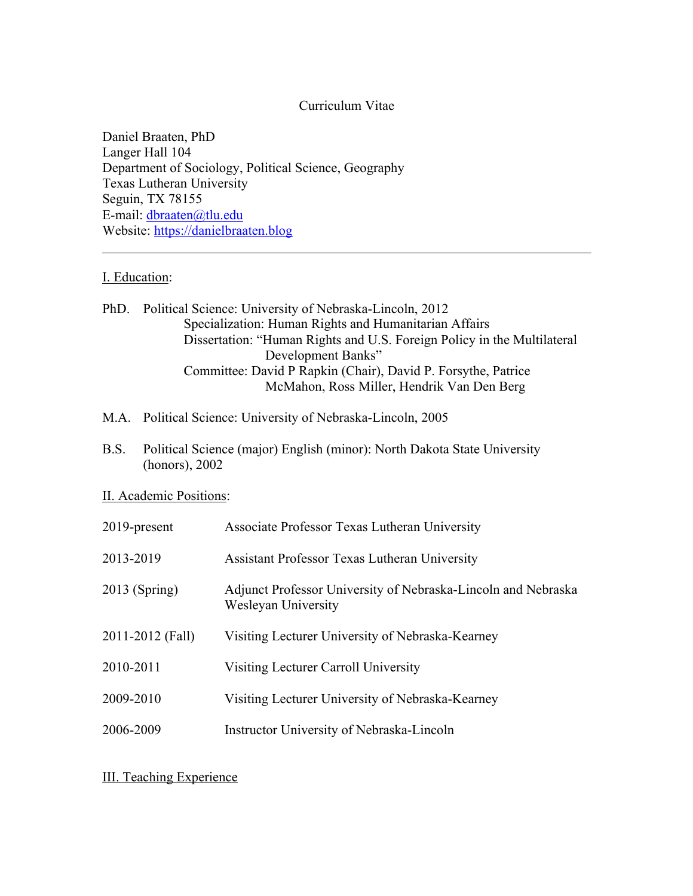# Curriculum Vitae

Daniel Braaten, PhD
Langer Hall 104
Department of Sociology, Political Science, Geography
Texas Lutheran University
Seguin, TX 78155
E-mail: dbraaten@tlu.edu
Website: https://danielbraaten.blog

---

## I. Education:

**PhD.** Political Science: University of Nebraska-Lincoln, 2012
Specialization: Human Rights and Humanitarian Affairs
Dissertation: "Human Rights and U.S. Foreign Policy in the Multilateral Development Banks"
Committee: David P Rapkin (Chair), David P. Forsythe, Patrice McMahon, Ross Miller, Hendrik Van Den Berg

**M.A.** Political Science: University of Nebraska-Lincoln, 2005

**B.S.** Political Science (major) English (minor): North Dakota State University (honors), 2002

## II. Academic Positions:

| | |
|---|---|
| 2019-present | Associate Professor Texas Lutheran University |
| 2013-2019 | Assistant Professor Texas Lutheran University |
| 2013 (Spring) | Adjunct Professor University of Nebraska-Lincoln and Nebraska Wesleyan University |
| 2011-2012 (Fall) | Visiting Lecturer University of Nebraska-Kearney |
| 2010-2011 | Visiting Lecturer Carroll University |
| 2009-2010 | Visiting Lecturer University of Nebraska-Kearney |
| 2006-2009 | Instructor University of Nebraska-Lincoln |

## III. Teaching Experience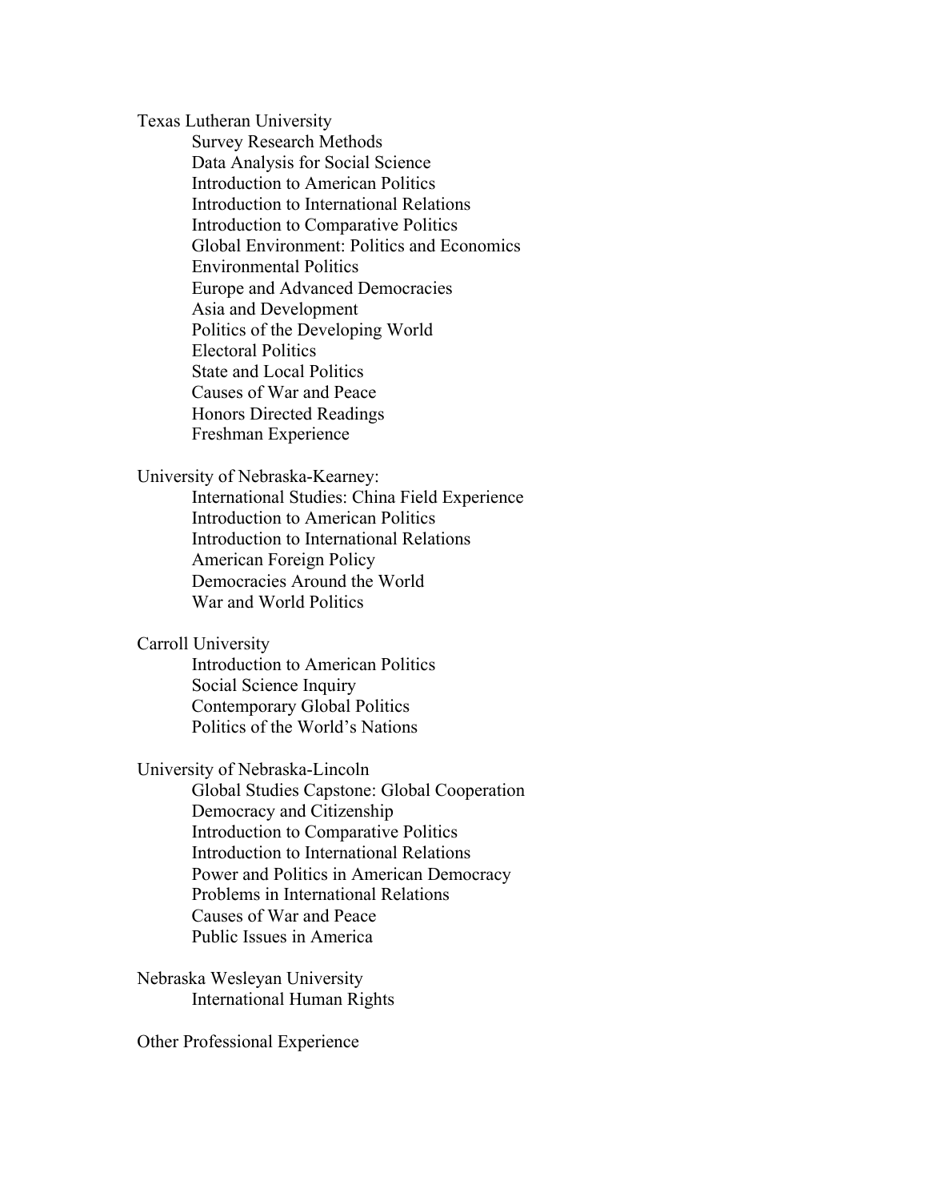Texas Lutheran University

- Survey Research Methods
- Data Analysis for Social Science
- Introduction to American Politics
- Introduction to International Relations
- Introduction to Comparative Politics
- Global Environment: Politics and Economics
- Environmental Politics
- Europe and Advanced Democracies
- Asia and Development
- Politics of the Developing World
- Electoral Politics
- State and Local Politics
- Causes of War and Peace
- Honors Directed Readings
- Freshman Experience

University of Nebraska-Kearney:

- International Studies: China Field Experience
- Introduction to American Politics
- Introduction to International Relations
- American Foreign Policy
- Democracies Around the World
- War and World Politics

Carroll University

- Introduction to American Politics
- Social Science Inquiry
- Contemporary Global Politics
- Politics of the World's Nations

University of Nebraska-Lincoln

- Global Studies Capstone: Global Cooperation
- Democracy and Citizenship
- Introduction to Comparative Politics
- Introduction to International Relations
- Power and Politics in American Democracy
- Problems in International Relations
- Causes of War and Peace
- Public Issues in America

Nebraska Wesleyan University

- International Human Rights

Other Professional Experience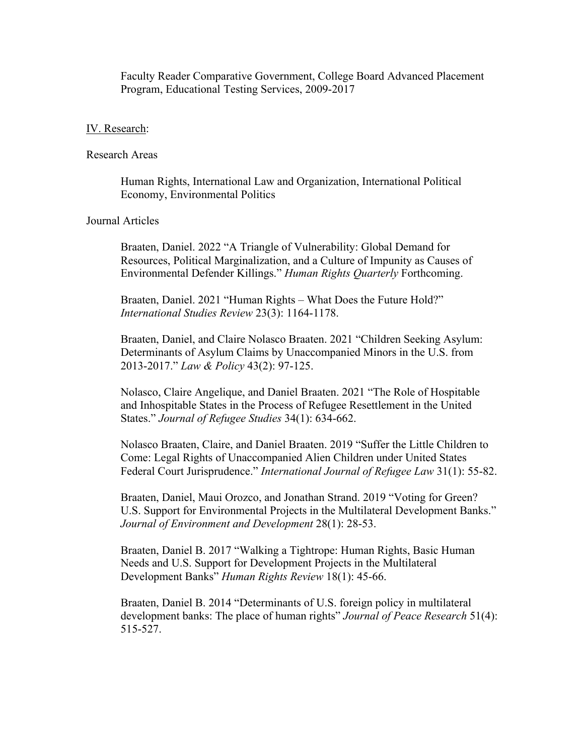Faculty Reader Comparative Government, College Board Advanced Placement Program, Educational Testing Services, 2009-2017

## IV. Research:

### Research Areas

Human Rights, International Law and Organization, International Political Economy, Environmental Politics

### Journal Articles

Braaten, Daniel. 2022 "A Triangle of Vulnerability: Global Demand for Resources, Political Marginalization, and a Culture of Impunity as Causes of Environmental Defender Killings." *Human Rights Quarterly* Forthcoming.

Braaten, Daniel. 2021 "Human Rights – What Does the Future Hold?" *International Studies Review* 23(3): 1164-1178.

Braaten, Daniel, and Claire Nolasco Braaten. 2021 "Children Seeking Asylum: Determinants of Asylum Claims by Unaccompanied Minors in the U.S. from 2013-2017." *Law & Policy* 43(2): 97-125.

Nolasco, Claire Angelique, and Daniel Braaten. 2021 "The Role of Hospitable and Inhospitable States in the Process of Refugee Resettlement in the United States." *Journal of Refugee Studies* 34(1): 634-662.

Nolasco Braaten, Claire, and Daniel Braaten. 2019 "Suffer the Little Children to Come: Legal Rights of Unaccompanied Alien Children under United States Federal Court Jurisprudence." *International Journal of Refugee Law* 31(1): 55-82.

Braaten, Daniel, Maui Orozco, and Jonathan Strand. 2019 "Voting for Green? U.S. Support for Environmental Projects in the Multilateral Development Banks." *Journal of Environment and Development* 28(1): 28-53.

Braaten, Daniel B. 2017 "Walking a Tightrope: Human Rights, Basic Human Needs and U.S. Support for Development Projects in the Multilateral Development Banks" *Human Rights Review* 18(1): 45-66.

Braaten, Daniel B. 2014 "Determinants of U.S. foreign policy in multilateral development banks: The place of human rights" *Journal of Peace Research* 51(4): 515-527.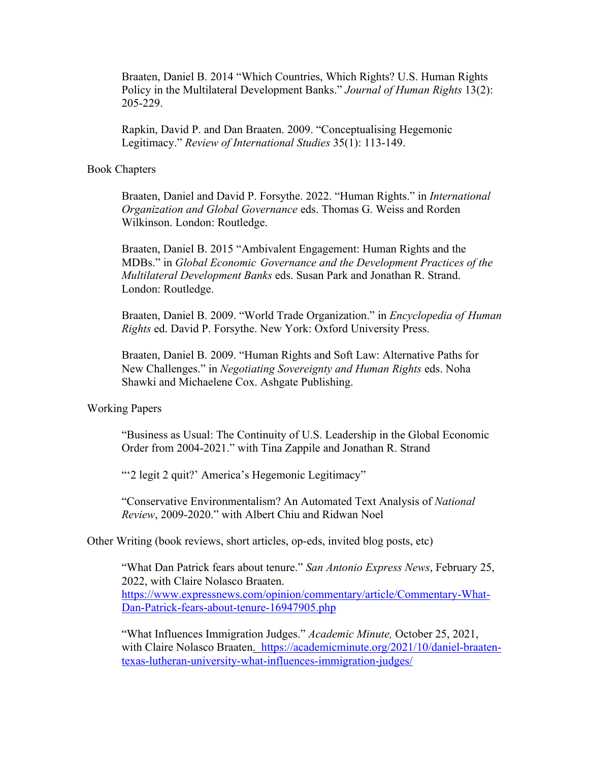Braaten, Daniel B. 2014 "Which Countries, Which Rights? U.S. Human Rights Policy in the Multilateral Development Banks." *Journal of Human Rights* 13(2): 205-229.

Rapkin, David P. and Dan Braaten. 2009. "Conceptualising Hegemonic Legitimacy." *Review of International Studies* 35(1): 113-149.

Book Chapters

Braaten, Daniel and David P. Forsythe. 2022. "Human Rights." in *International Organization and Global Governance* eds. Thomas G. Weiss and Rorden Wilkinson. London: Routledge.

Braaten, Daniel B. 2015 "Ambivalent Engagement: Human Rights and the MDBs." in *Global Economic Governance and the Development Practices of the Multilateral Development Banks* eds. Susan Park and Jonathan R. Strand. London: Routledge.

Braaten, Daniel B. 2009. "World Trade Organization." in *Encyclopedia of Human Rights* ed. David P. Forsythe. New York: Oxford University Press.

Braaten, Daniel B. 2009. "Human Rights and Soft Law: Alternative Paths for New Challenges." in *Negotiating Sovereignty and Human Rights* eds. Noha Shawki and Michaelene Cox. Ashgate Publishing.

Working Papers

"Business as Usual: The Continuity of U.S. Leadership in the Global Economic Order from 2004-2021." with Tina Zappile and Jonathan R. Strand

"'2 legit 2 quit?' America's Hegemonic Legitimacy"

"Conservative Environmentalism? An Automated Text Analysis of *National Review*, 2009-2020." with Albert Chiu and Ridwan Noel

Other Writing (book reviews, short articles, op-eds, invited blog posts, etc)

"What Dan Patrick fears about tenure." *San Antonio Express News*, February 25, 2022, with Claire Nolasco Braaten. https://www.expressnews.com/opinion/commentary/article/Commentary-What-Dan-Patrick-fears-about-tenure-16947905.php

"What Influences Immigration Judges." *Academic Minute,* October 25, 2021, with Claire Nolasco Braaten. https://academicminute.org/2021/10/daniel-braaten-texas-lutheran-university-what-influences-immigration-judges/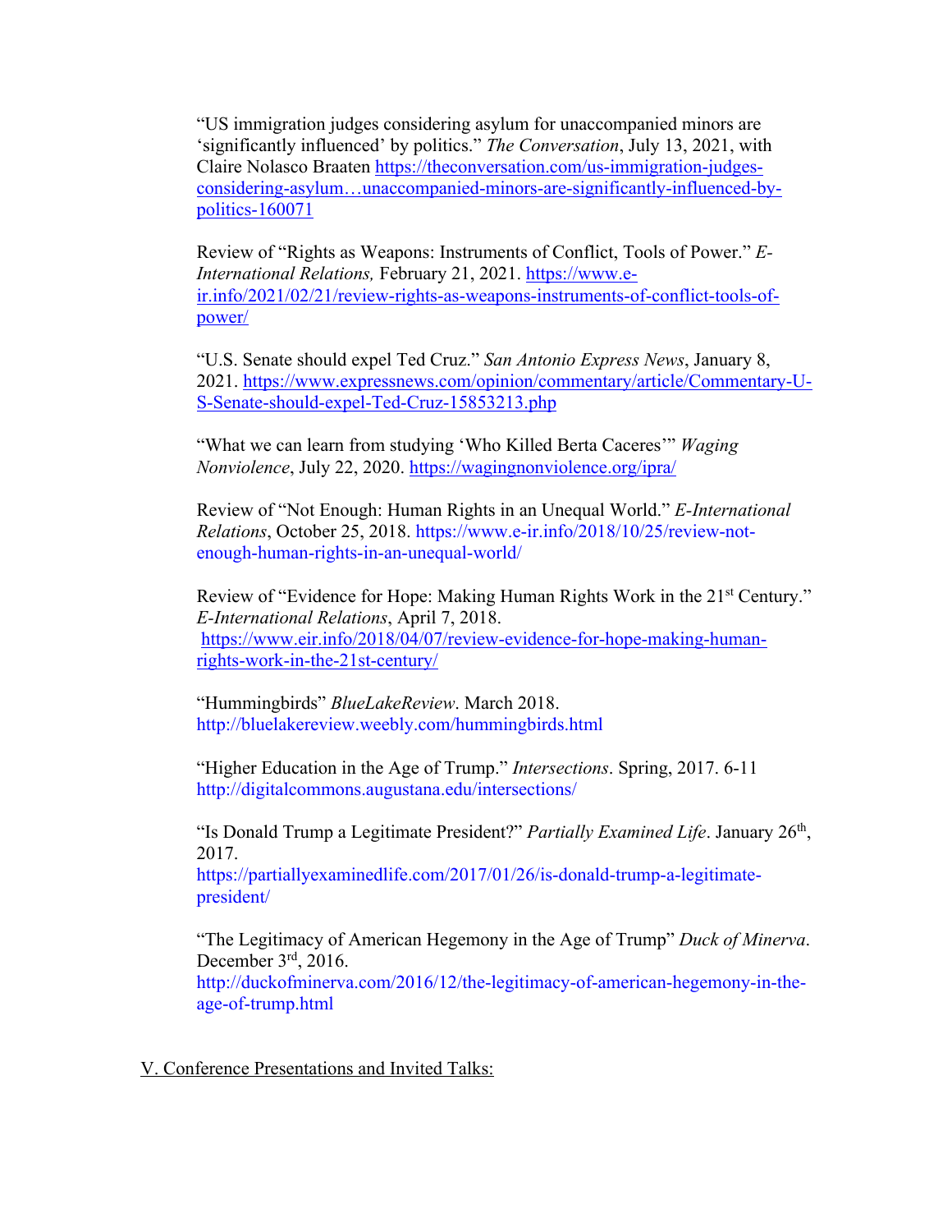"US immigration judges considering asylum for unaccompanied minors are 'significantly influenced' by politics." *The Conversation*, July 13, 2021, with Claire Nolasco Braaten https://theconversation.com/us-immigration-judges-considering-asylum…unaccompanied-minors-are-significantly-influenced-by-politics-160071

Review of "Rights as Weapons: Instruments of Conflict, Tools of Power." *E-International Relations,* February 21, 2021. https://www.e-ir.info/2021/02/21/review-rights-as-weapons-instruments-of-conflict-tools-of-power/

"U.S. Senate should expel Ted Cruz." *San Antonio Express News*, January 8, 2021. https://www.expressnews.com/opinion/commentary/article/Commentary-U-S-Senate-should-expel-Ted-Cruz-15853213.php

"What we can learn from studying 'Who Killed Berta Caceres'" *Waging Nonviolence*, July 22, 2020. https://wagingnonviolence.org/ipra/

Review of "Not Enough: Human Rights in an Unequal World." *E-International Relations*, October 25, 2018. https://www.e-ir.info/2018/10/25/review-not-enough-human-rights-in-an-unequal-world/

Review of "Evidence for Hope: Making Human Rights Work in the 21st Century." *E-International Relations*, April 7, 2018. https://www.eir.info/2018/04/07/review-evidence-for-hope-making-human-rights-work-in-the-21st-century/

"Hummingbirds" *BlueLakeReview*. March 2018. http://bluelakereview.weebly.com/hummingbirds.html

"Higher Education in the Age of Trump." *Intersections*. Spring, 2017. 6-11 http://digitalcommons.augustana.edu/intersections/

"Is Donald Trump a Legitimate President?" *Partially Examined Life*. January 26th, 2017. https://partiallyexaminedlife.com/2017/01/26/is-donald-trump-a-legitimate-president/

"The Legitimacy of American Hegemony in the Age of Trump" *Duck of Minerva*. December 3rd, 2016. http://duckofminerva.com/2016/12/the-legitimacy-of-american-hegemony-in-the-age-of-trump.html

## V. Conference Presentations and Invited Talks: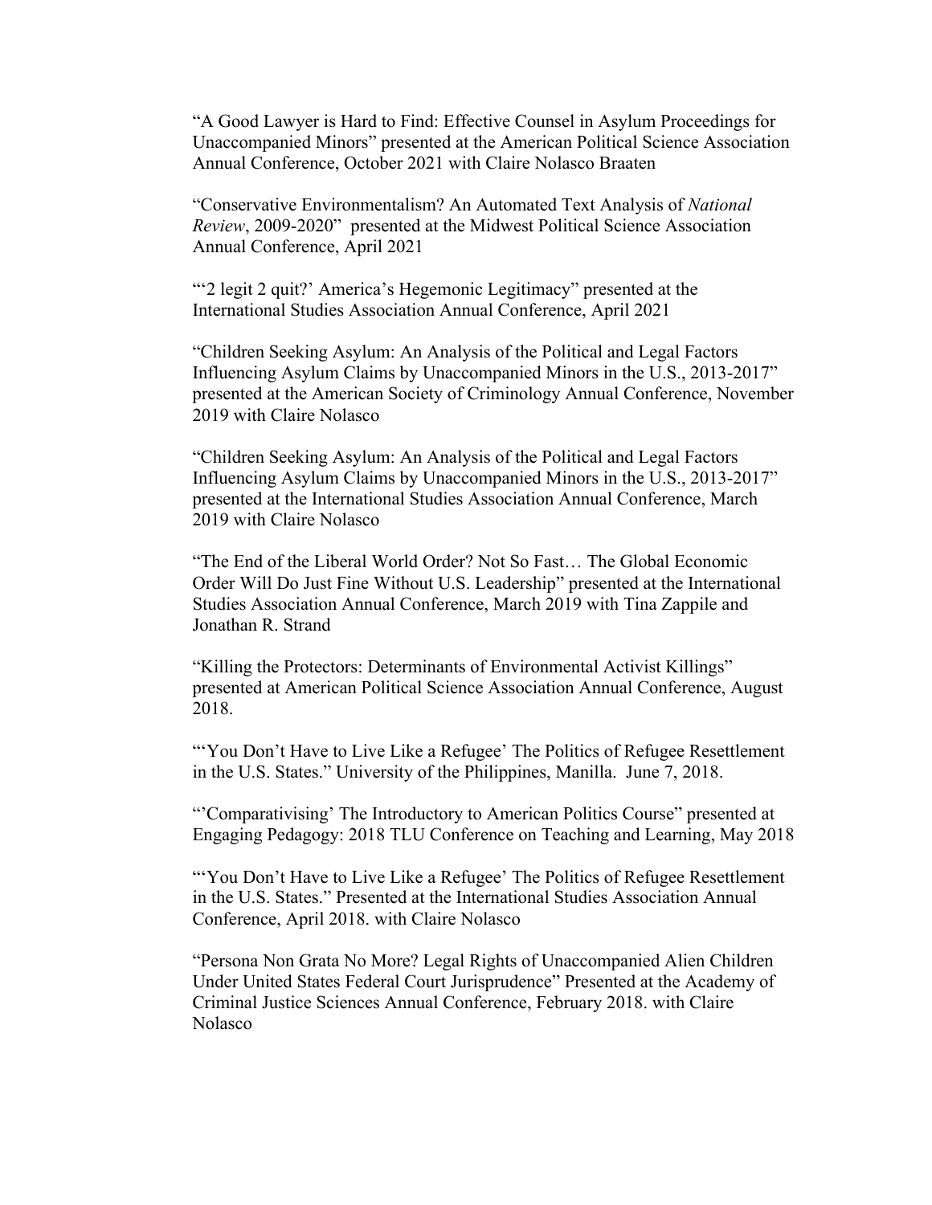"A Good Lawyer is Hard to Find: Effective Counsel in Asylum Proceedings for Unaccompanied Minors" presented at the American Political Science Association Annual Conference, October 2021 with Claire Nolasco Braaten

"Conservative Environmentalism? An Automated Text Analysis of *National Review*, 2009-2020" presented at the Midwest Political Science Association Annual Conference, April 2021

"'2 legit 2 quit?' America's Hegemonic Legitimacy" presented at the International Studies Association Annual Conference, April 2021

"Children Seeking Asylum: An Analysis of the Political and Legal Factors Influencing Asylum Claims by Unaccompanied Minors in the U.S., 2013-2017" presented at the American Society of Criminology Annual Conference, November 2019 with Claire Nolasco

"Children Seeking Asylum: An Analysis of the Political and Legal Factors Influencing Asylum Claims by Unaccompanied Minors in the U.S., 2013-2017" presented at the International Studies Association Annual Conference, March 2019 with Claire Nolasco

"The End of the Liberal World Order? Not So Fast… The Global Economic Order Will Do Just Fine Without U.S. Leadership" presented at the International Studies Association Annual Conference, March 2019 with Tina Zappile and Jonathan R. Strand

"Killing the Protectors: Determinants of Environmental Activist Killings" presented at American Political Science Association Annual Conference, August 2018.

"'You Don't Have to Live Like a Refugee' The Politics of Refugee Resettlement in the U.S. States." University of the Philippines, Manilla. June 7, 2018.

"'Comparativising' The Introductory to American Politics Course" presented at Engaging Pedagogy: 2018 TLU Conference on Teaching and Learning, May 2018

"'You Don't Have to Live Like a Refugee' The Politics of Refugee Resettlement in the U.S. States." Presented at the International Studies Association Annual Conference, April 2018. with Claire Nolasco

"Persona Non Grata No More? Legal Rights of Unaccompanied Alien Children Under United States Federal Court Jurisprudence" Presented at the Academy of Criminal Justice Sciences Annual Conference, February 2018. with Claire Nolasco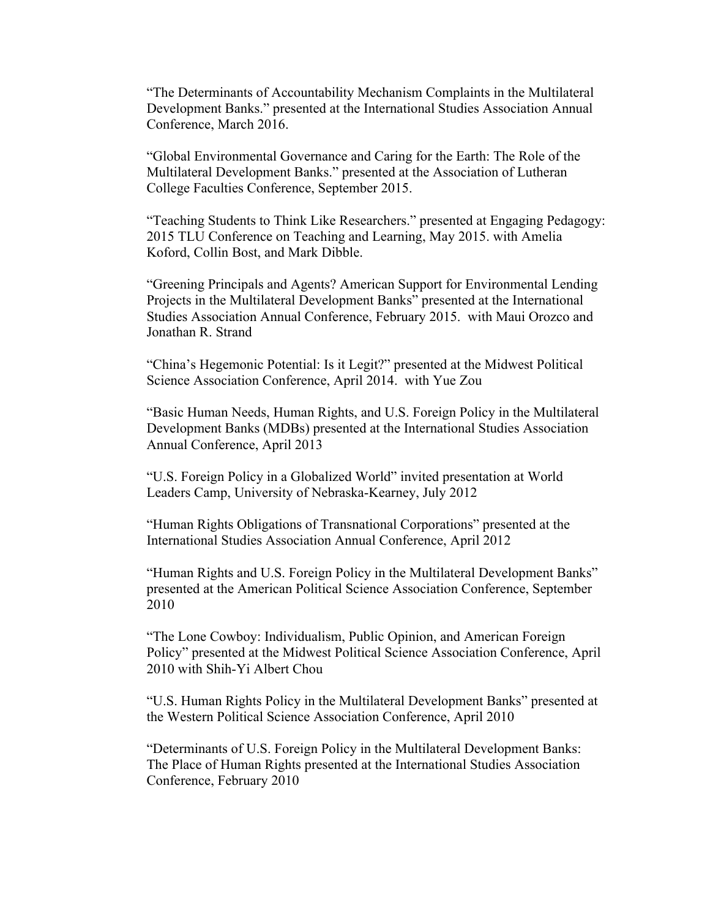"The Determinants of Accountability Mechanism Complaints in the Multilateral Development Banks." presented at the International Studies Association Annual Conference, March 2016.

"Global Environmental Governance and Caring for the Earth: The Role of the Multilateral Development Banks." presented at the Association of Lutheran College Faculties Conference, September 2015.

"Teaching Students to Think Like Researchers." presented at Engaging Pedagogy: 2015 TLU Conference on Teaching and Learning, May 2015. with Amelia Koford, Collin Bost, and Mark Dibble.

"Greening Principals and Agents? American Support for Environmental Lending Projects in the Multilateral Development Banks" presented at the International Studies Association Annual Conference, February 2015. with Maui Orozco and Jonathan R. Strand

"China's Hegemonic Potential: Is it Legit?" presented at the Midwest Political Science Association Conference, April 2014. with Yue Zou

"Basic Human Needs, Human Rights, and U.S. Foreign Policy in the Multilateral Development Banks (MDBs) presented at the International Studies Association Annual Conference, April 2013

"U.S. Foreign Policy in a Globalized World" invited presentation at World Leaders Camp, University of Nebraska-Kearney, July 2012

"Human Rights Obligations of Transnational Corporations" presented at the International Studies Association Annual Conference, April 2012

"Human Rights and U.S. Foreign Policy in the Multilateral Development Banks" presented at the American Political Science Association Conference, September 2010

"The Lone Cowboy: Individualism, Public Opinion, and American Foreign Policy" presented at the Midwest Political Science Association Conference, April 2010 with Shih-Yi Albert Chou

"U.S. Human Rights Policy in the Multilateral Development Banks" presented at the Western Political Science Association Conference, April 2010

"Determinants of U.S. Foreign Policy in the Multilateral Development Banks: The Place of Human Rights presented at the International Studies Association Conference, February 2010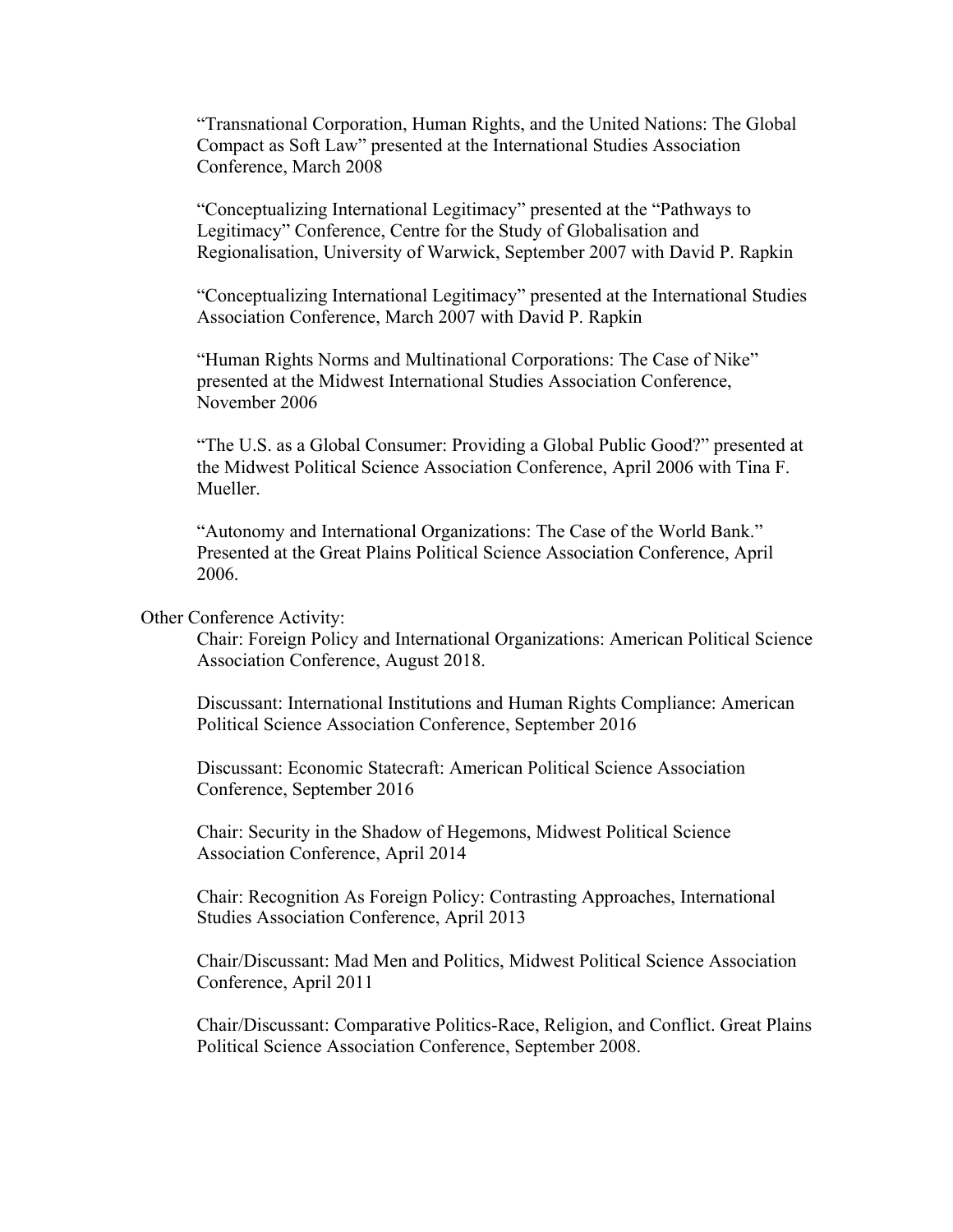"Transnational Corporation, Human Rights, and the United Nations: The Global Compact as Soft Law" presented at the International Studies Association Conference, March 2008

"Conceptualizing International Legitimacy" presented at the "Pathways to Legitimacy" Conference, Centre for the Study of Globalisation and Regionalisation, University of Warwick, September 2007 with David P. Rapkin

"Conceptualizing International Legitimacy" presented at the International Studies Association Conference, March 2007 with David P. Rapkin

"Human Rights Norms and Multinational Corporations: The Case of Nike" presented at the Midwest International Studies Association Conference, November 2006

"The U.S. as a Global Consumer: Providing a Global Public Good?" presented at the Midwest Political Science Association Conference, April 2006 with Tina F. Mueller.

"Autonomy and International Organizations: The Case of the World Bank." Presented at the Great Plains Political Science Association Conference, April 2006.

Other Conference Activity:

Chair: Foreign Policy and International Organizations: American Political Science Association Conference, August 2018.

Discussant: International Institutions and Human Rights Compliance: American Political Science Association Conference, September 2016

Discussant: Economic Statecraft: American Political Science Association Conference, September 2016

Chair: Security in the Shadow of Hegemons, Midwest Political Science Association Conference, April 2014

Chair: Recognition As Foreign Policy: Contrasting Approaches, International Studies Association Conference, April 2013

Chair/Discussant: Mad Men and Politics, Midwest Political Science Association Conference, April 2011

Chair/Discussant: Comparative Politics-Race, Religion, and Conflict. Great Plains Political Science Association Conference, September 2008.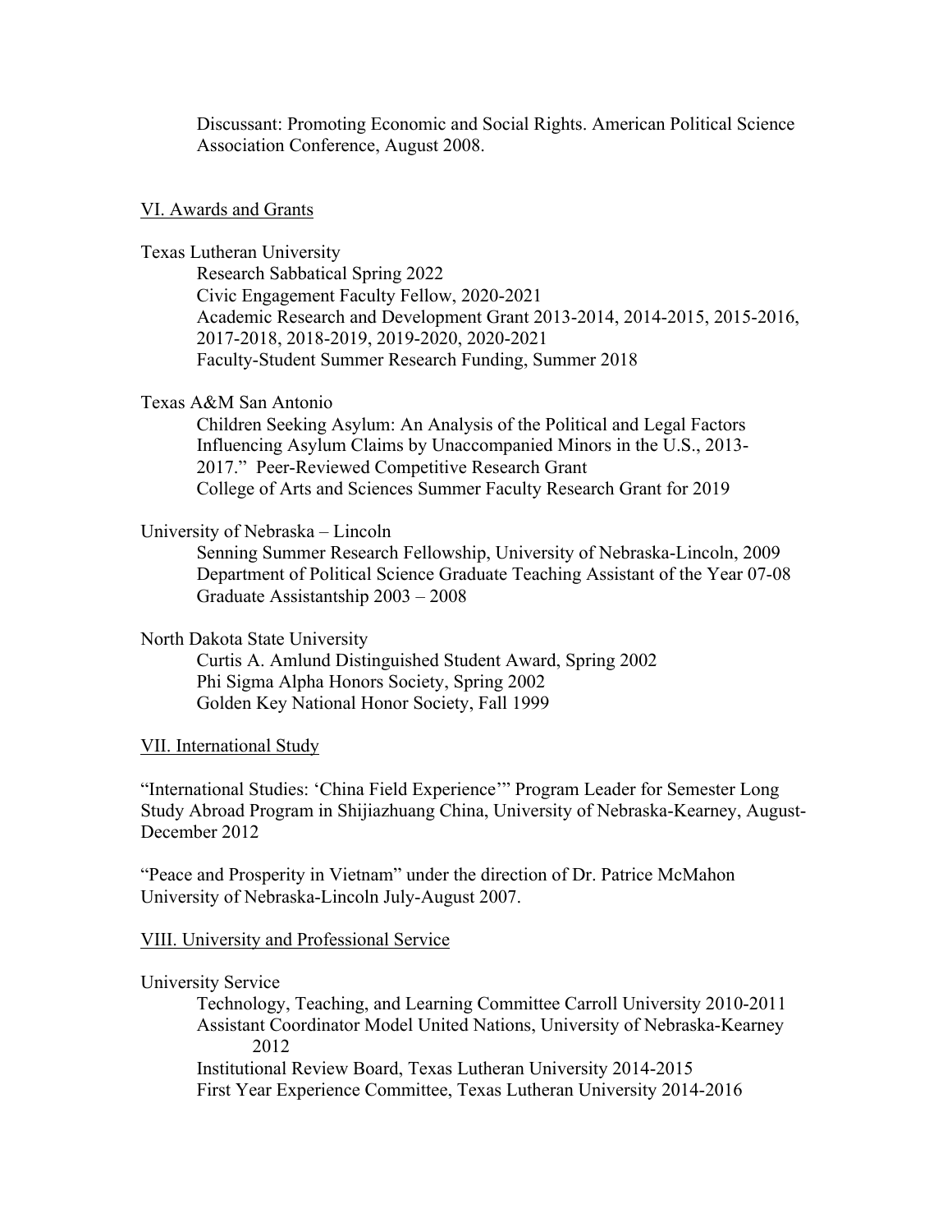Discussant: Promoting Economic and Social Rights. American Political Science Association Conference, August 2008.

## VI. Awards and Grants

Texas Lutheran University

- Research Sabbatical Spring 2022
- Civic Engagement Faculty Fellow, 2020-2021
- Academic Research and Development Grant 2013-2014, 2014-2015, 2015-2016, 2017-2018, 2018-2019, 2019-2020, 2020-2021
- Faculty-Student Summer Research Funding, Summer 2018

Texas A&M San Antonio

- Children Seeking Asylum: An Analysis of the Political and Legal Factors Influencing Asylum Claims by Unaccompanied Minors in the U.S., 2013-2017." Peer-Reviewed Competitive Research Grant
- College of Arts and Sciences Summer Faculty Research Grant for 2019

University of Nebraska – Lincoln

- Senning Summer Research Fellowship, University of Nebraska-Lincoln, 2009
- Department of Political Science Graduate Teaching Assistant of the Year 07-08
- Graduate Assistantship 2003 – 2008

North Dakota State University

- Curtis A. Amlund Distinguished Student Award, Spring 2002
- Phi Sigma Alpha Honors Society, Spring 2002
- Golden Key National Honor Society, Fall 1999

## VII. International Study

"International Studies: 'China Field Experience'" Program Leader for Semester Long Study Abroad Program in Shijiazhuang China, University of Nebraska-Kearney, August-December 2012

"Peace and Prosperity in Vietnam" under the direction of Dr. Patrice McMahon University of Nebraska-Lincoln July-August 2007.

## VIII. University and Professional Service

University Service

- Technology, Teaching, and Learning Committee Carroll University 2010-2011
- Assistant Coordinator Model United Nations, University of Nebraska-Kearney 2012
- Institutional Review Board, Texas Lutheran University 2014-2015
- First Year Experience Committee, Texas Lutheran University 2014-2016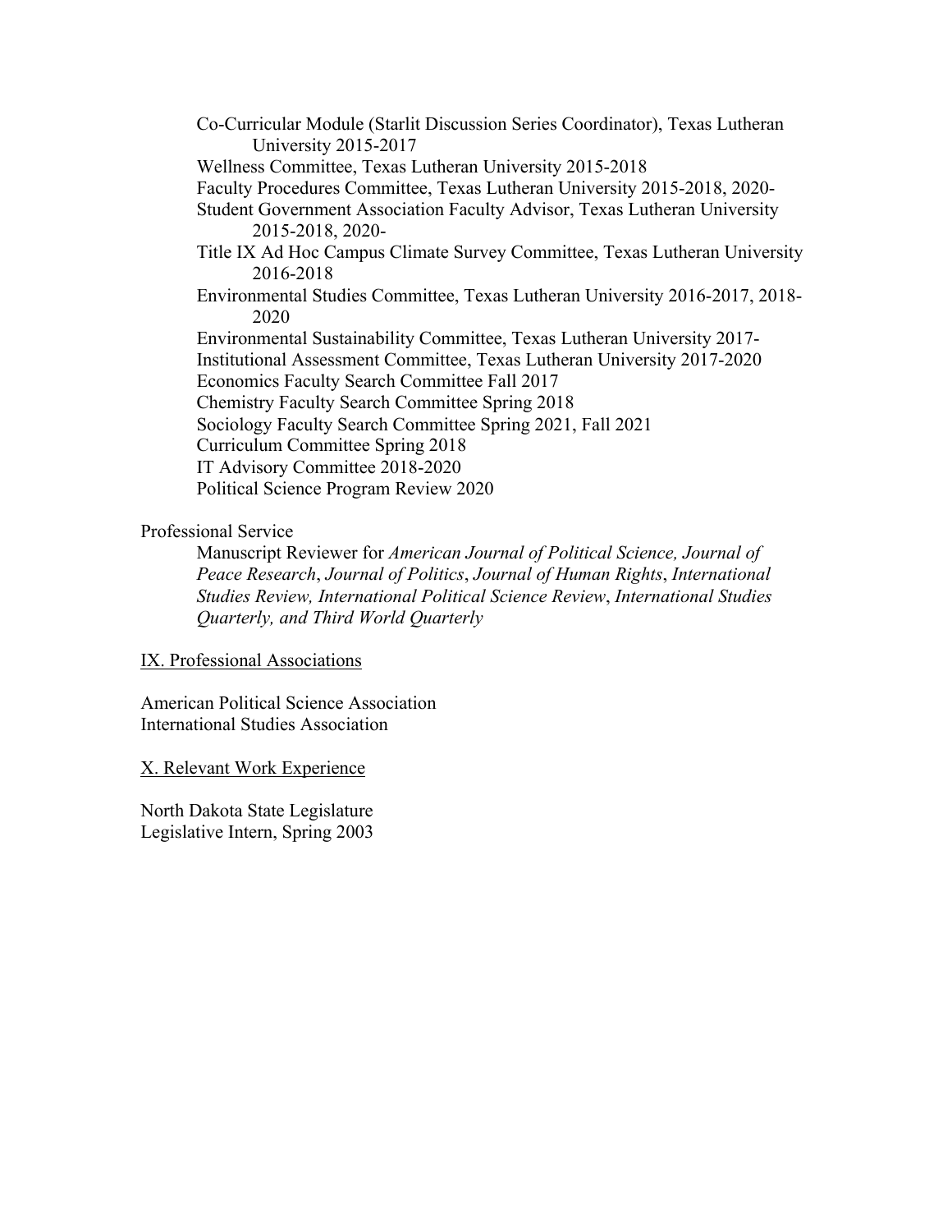Co-Curricular Module (Starlit Discussion Series Coordinator), Texas Lutheran University 2015-2017

Wellness Committee, Texas Lutheran University 2015-2018

Faculty Procedures Committee, Texas Lutheran University 2015-2018, 2020-

Student Government Association Faculty Advisor, Texas Lutheran University 2015-2018, 2020-

Title IX Ad Hoc Campus Climate Survey Committee, Texas Lutheran University 2016-2018

Environmental Studies Committee, Texas Lutheran University 2016-2017, 2018-2020

Environmental Sustainability Committee, Texas Lutheran University 2017-

Institutional Assessment Committee, Texas Lutheran University 2017-2020

Economics Faculty Search Committee Fall 2017

Chemistry Faculty Search Committee Spring 2018

Sociology Faculty Search Committee Spring 2021, Fall 2021

Curriculum Committee Spring 2018

IT Advisory Committee 2018-2020

Political Science Program Review 2020

Professional Service

Manuscript Reviewer for *American Journal of Political Science, Journal of Peace Research*, *Journal of Politics*, *Journal of Human Rights*, *International Studies Review, International Political Science Review*, *International Studies Quarterly, and Third World Quarterly*

## IX. Professional Associations

American Political Science Association
International Studies Association

## X. Relevant Work Experience

North Dakota State Legislature
Legislative Intern, Spring 2003